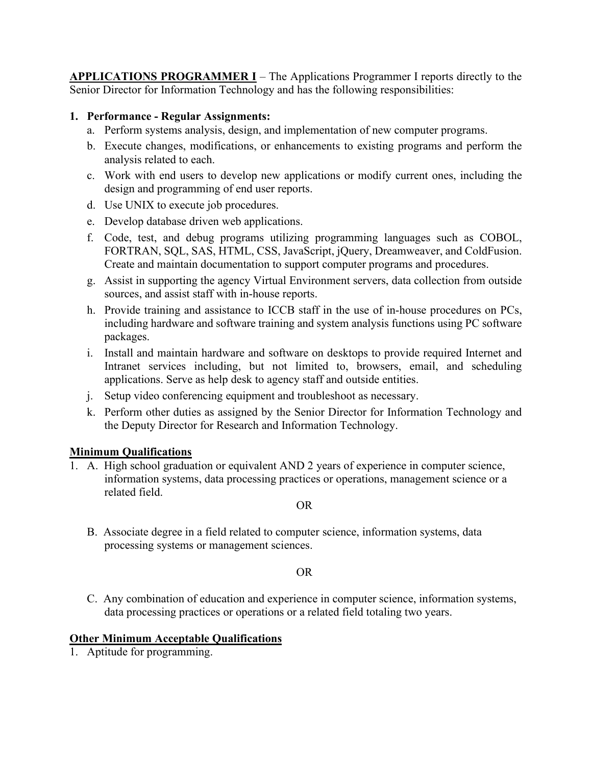**<u>APPLICATIONS PROGRAMMER I</u>** – The Applications Programmer I reports directly to the Senior Director for Information Technology and has the following responsibilities:

1. **Performance - Regular Assignments:**
   a. Perform systems analysis, design, and implementation of new computer programs.
   b. Execute changes, modifications, or enhancements to existing programs and perform the analysis related to each.
   c. Work with end users to develop new applications or modify current ones, including the design and programming of end user reports.
   d. Use UNIX to execute job procedures.
   e. Develop database driven web applications.
   f. Code, test, and debug programs utilizing programming languages such as COBOL, FORTRAN, SQL, SAS, HTML, CSS, JavaScript, jQuery, Dreamweaver, and ColdFusion. Create and maintain documentation to support computer programs and procedures.
   g. Assist in supporting the agency Virtual Environment servers, data collection from outside sources, and assist staff with in-house reports.
   h. Provide training and assistance to ICCB staff in the use of in-house procedures on PCs, including hardware and software training and system analysis functions using PC software packages.
   i. Install and maintain hardware and software on desktops to provide required Internet and Intranet services including, but not limited to, browsers, email, and scheduling applications. Serve as help desk to agency staff and outside entities.
   j. Setup video conferencing equipment and troubleshoot as necessary.
   k. Perform other duties as assigned by the Senior Director for Information Technology and the Deputy Director for Research and Information Technology.

## <u>Minimum Qualifications</u>

1. A. High school graduation or equivalent AND 2 years of experience in computer science, information systems, data processing practices or operations, management science or a related field.

   OR

   B. Associate degree in a field related to computer science, information systems, data processing systems or management sciences.

   OR

   C. Any combination of education and experience in computer science, information systems, data processing practices or operations or a related field totaling two years.

## <u>Other Minimum Acceptable Qualifications</u>

1. Aptitude for programming.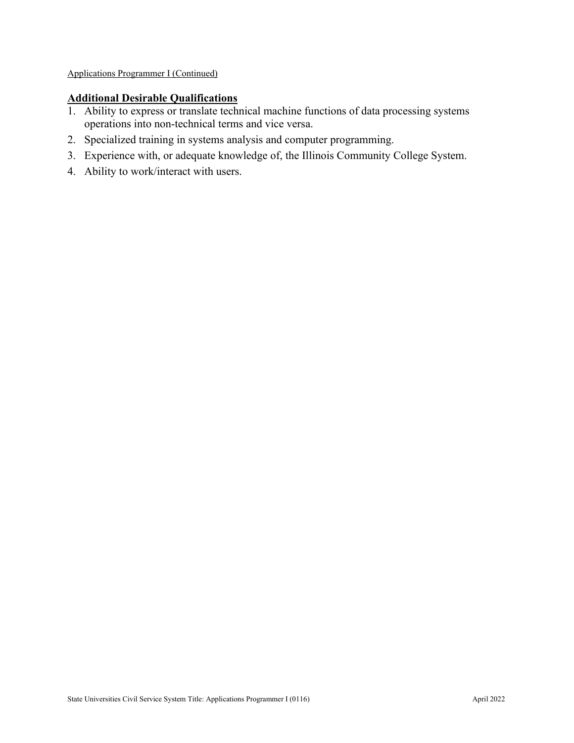## Additional Desirable Qualifications

1. Ability to express or translate technical machine functions of data processing systems operations into non-technical terms and vice versa.
2. Specialized training in systems analysis and computer programming.
3. Experience with, or adequate knowledge of, the Illinois Community College System.
4. Ability to work/interact with users.